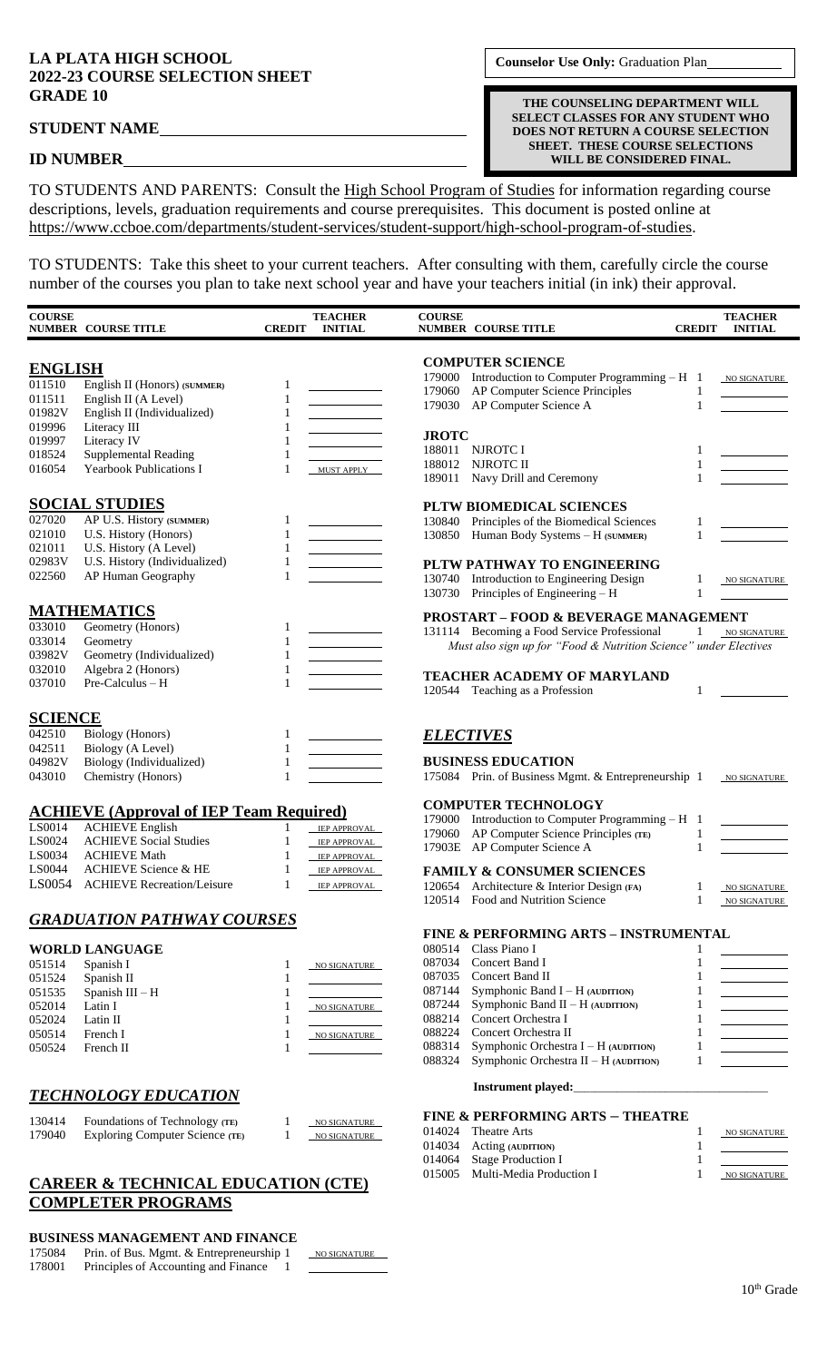# LA PLATA HIGH SCHOOL
# 2022-23 COURSE SELECTION SHEET
# GRADE 10

**Counselor Use Only:** Graduation Plan\_\_\_\_\_\_\_\_\_\_

**STUDENT NAME**\_\_\_\_\_\_\_\_\_\_\_\_\_\_\_\_\_\_\_\_\_\_\_\_\_\_\_\_\_\_\_\_\_\_\_\_

**ID NUMBER**\_\_\_\_\_\_\_\_\_\_\_\_\_\_\_\_\_\_\_\_\_\_\_\_\_\_\_\_\_\_\_\_\_\_\_\_\_\_\_

**THE COUNSELING DEPARTMENT WILL SELECT CLASSES FOR ANY STUDENT WHO DOES NOT RETURN A COURSE SELECTION SHEET. THESE COURSE SELECTIONS WILL BE CONSIDERED FINAL.**

TO STUDENTS AND PARENTS: Consult the High School Program of Studies for information regarding course descriptions, levels, graduation requirements and course prerequisites. This document is posted online at https://www.ccboe.com/departments/student-services/student-support/high-school-program-of-studies.

TO STUDENTS: Take this sheet to your current teachers. After consulting with them, carefully circle the course number of the courses you plan to take next school year and have your teachers initial (in ink) their approval.

## ENGLISH

| COURSE NUMBER | COURSE TITLE | CREDIT | TEACHER INITIAL |
|---|---|---|---|
| 011510 | English II (Honors) (SUMMER) | 1 | |
| 011511 | English II (A Level) | 1 | |
| 01982V | English II (Individualized) | 1 | |
| 019996 | Literacy III | 1 | |
| 019997 | Literacy IV | 1 | |
| 018524 | Supplemental Reading | 1 | |
| 016054 | Yearbook Publications I | 1 | MUST APPLY |

## SOCIAL STUDIES

| COURSE NUMBER | COURSE TITLE | CREDIT | TEACHER INITIAL |
|---|---|---|---|
| 027020 | AP U.S. History (SUMMER) | 1 | |
| 021010 | U.S. History (Honors) | 1 | |
| 021011 | U.S. History (A Level) | 1 | |
| 02983V | U.S. History (Individualized) | 1 | |
| 022560 | AP Human Geography | 1 | |

## MATHEMATICS

| COURSE NUMBER | COURSE TITLE | CREDIT | TEACHER INITIAL |
|---|---|---|---|
| 033010 | Geometry (Honors) | 1 | |
| 033014 | Geometry | 1 | |
| 03982V | Geometry (Individualized) | 1 | |
| 032010 | Algebra 2 (Honors) | 1 | |
| 037010 | Pre-Calculus – H | 1 | |

## SCIENCE

| COURSE NUMBER | COURSE TITLE | CREDIT | TEACHER INITIAL |
|---|---|---|---|
| 042510 | Biology (Honors) | 1 | |
| 042511 | Biology (A Level) | 1 | |
| 04982V | Biology (Individualized) | 1 | |
| 043010 | Chemistry (Honors) | 1 | |

## ACHIEVE (Approval of IEP Team Required)

| COURSE NUMBER | COURSE TITLE | CREDIT | TEACHER INITIAL |
|---|---|---|---|
| LS0014 | ACHIEVE English | 1 | IEP APPROVAL |
| LS0024 | ACHIEVE Social Studies | 1 | IEP APPROVAL |
| LS0034 | ACHIEVE Math | 1 | IEP APPROVAL |
| LS0044 | ACHIEVE Science & HE | 1 | IEP APPROVAL |
| LS0054 | ACHIEVE Recreation/Leisure | 1 | IEP APPROVAL |

## *GRADUATION PATHWAY COURSES*

### WORLD LANGUAGE

| COURSE NUMBER | COURSE TITLE | CREDIT | TEACHER INITIAL |
|---|---|---|---|
| 051514 | Spanish I | 1 | NO SIGNATURE |
| 051524 | Spanish II | 1 | |
| 051535 | Spanish III – H | 1 | |
| 052014 | Latin I | 1 | NO SIGNATURE |
| 052024 | Latin II | 1 | |
| 050514 | French I | 1 | NO SIGNATURE |
| 050524 | French II | 1 | |

## *TECHNOLOGY EDUCATION*

| COURSE NUMBER | COURSE TITLE | CREDIT | TEACHER INITIAL |
|---|---|---|---|
| 130414 | Foundations of Technology (TE) | 1 | NO SIGNATURE |
| 179040 | Exploring Computer Science (TE) | 1 | NO SIGNATURE |

## CAREER & TECHNICAL EDUCATION (CTE) COMPLETER PROGRAMS

### BUSINESS MANAGEMENT AND FINANCE

| COURSE NUMBER | COURSE TITLE | CREDIT | TEACHER INITIAL |
|---|---|---|---|
| 175084 | Prin. of Bus. Mgmt. & Entrepreneurship | 1 | NO SIGNATURE |
| 178001 | Principles of Accounting and Finance | 1 | |

### COMPUTER SCIENCE

| COURSE NUMBER | COURSE TITLE | CREDIT | TEACHER INITIAL |
|---|---|---|---|
| 179000 | Introduction to Computer Programming – H | 1 | NO SIGNATURE |
| 179060 | AP Computer Science Principles | 1 | |
| 179030 | AP Computer Science A | 1 | |

### JROTC

| COURSE NUMBER | COURSE TITLE | CREDIT | TEACHER INITIAL |
|---|---|---|---|
| 188011 | NJROTC I | 1 | |
| 188012 | NJROTC II | 1 | |
| 189011 | Navy Drill and Ceremony | 1 | |

### PLTW BIOMEDICAL SCIENCES

| COURSE NUMBER | COURSE TITLE | CREDIT | TEACHER INITIAL |
|---|---|---|---|
| 130840 | Principles of the Biomedical Sciences | 1 | |
| 130850 | Human Body Systems – H (SUMMER) | 1 | |

### PLTW PATHWAY TO ENGINEERING

| COURSE NUMBER | COURSE TITLE | CREDIT | TEACHER INITIAL |
|---|---|---|---|
| 130740 | Introduction to Engineering Design | 1 | NO SIGNATURE |
| 130730 | Principles of Engineering – H | 1 | |

### PROSTART – FOOD & BEVERAGE MANAGEMENT

| COURSE NUMBER | COURSE TITLE | CREDIT | TEACHER INITIAL |
|---|---|---|---|
| 131114 | Becoming a Food Service Professional | 1 | NO SIGNATURE |

*Must also sign up for "Food & Nutrition Science" under Electives*

### TEACHER ACADEMY OF MARYLAND

| COURSE NUMBER | COURSE TITLE | CREDIT | TEACHER INITIAL |
|---|---|---|---|
| 120544 | Teaching as a Profession | 1 | |

## *ELECTIVES*

### BUSINESS EDUCATION

| COURSE NUMBER | COURSE TITLE | CREDIT | TEACHER INITIAL |
|---|---|---|---|
| 175084 | Prin. of Business Mgmt. & Entrepreneurship | 1 | NO SIGNATURE |

### COMPUTER TECHNOLOGY

| COURSE NUMBER | COURSE TITLE | CREDIT | TEACHER INITIAL |
|---|---|---|---|
| 179000 | Introduction to Computer Programming – H | 1 | |
| 179060 | AP Computer Science Principles (TE) | 1 | |
| 17903E | AP Computer Science A | 1 | |

### FAMILY & CONSUMER SCIENCES

| COURSE NUMBER | COURSE TITLE | CREDIT | TEACHER INITIAL |
|---|---|---|---|
| 120654 | Architecture & Interior Design (FA) | 1 | NO SIGNATURE |
| 120514 | Food and Nutrition Science | 1 | NO SIGNATURE |

### FINE & PERFORMING ARTS – INSTRUMENTAL

| COURSE NUMBER | COURSE TITLE | CREDIT | TEACHER INITIAL |
|---|---|---|---|
| 080514 | Class Piano I | 1 | |
| 087034 | Concert Band I | 1 | |
| 087035 | Concert Band II | 1 | |
| 087144 | Symphonic Band I – H (AUDITION) | 1 | |
| 087244 | Symphonic Band II – H (AUDITION) | 1 | |
| 088214 | Concert Orchestra I | 1 | |
| 088224 | Concert Orchestra II | 1 | |
| 088314 | Symphonic Orchestra I – H (AUDITION) | 1 | |
| 088324 | Symphonic Orchestra II – H (AUDITION) | 1 | |

**Instrument played:**\_\_\_\_\_\_\_\_\_\_\_\_\_\_\_\_\_\_\_\_\_\_\_\_\_\_\_\_\_\_

### FINE & PERFORMING ARTS – THEATRE

| COURSE NUMBER | COURSE TITLE | CREDIT | TEACHER INITIAL |
|---|---|---|---|
| 014024 | Theatre Arts | 1 | NO SIGNATURE |
| 014034 | Acting (AUDITION) | 1 | |
| 014064 | Stage Production I | 1 | |
| 015005 | Multi-Media Production I | 1 | NO SIGNATURE |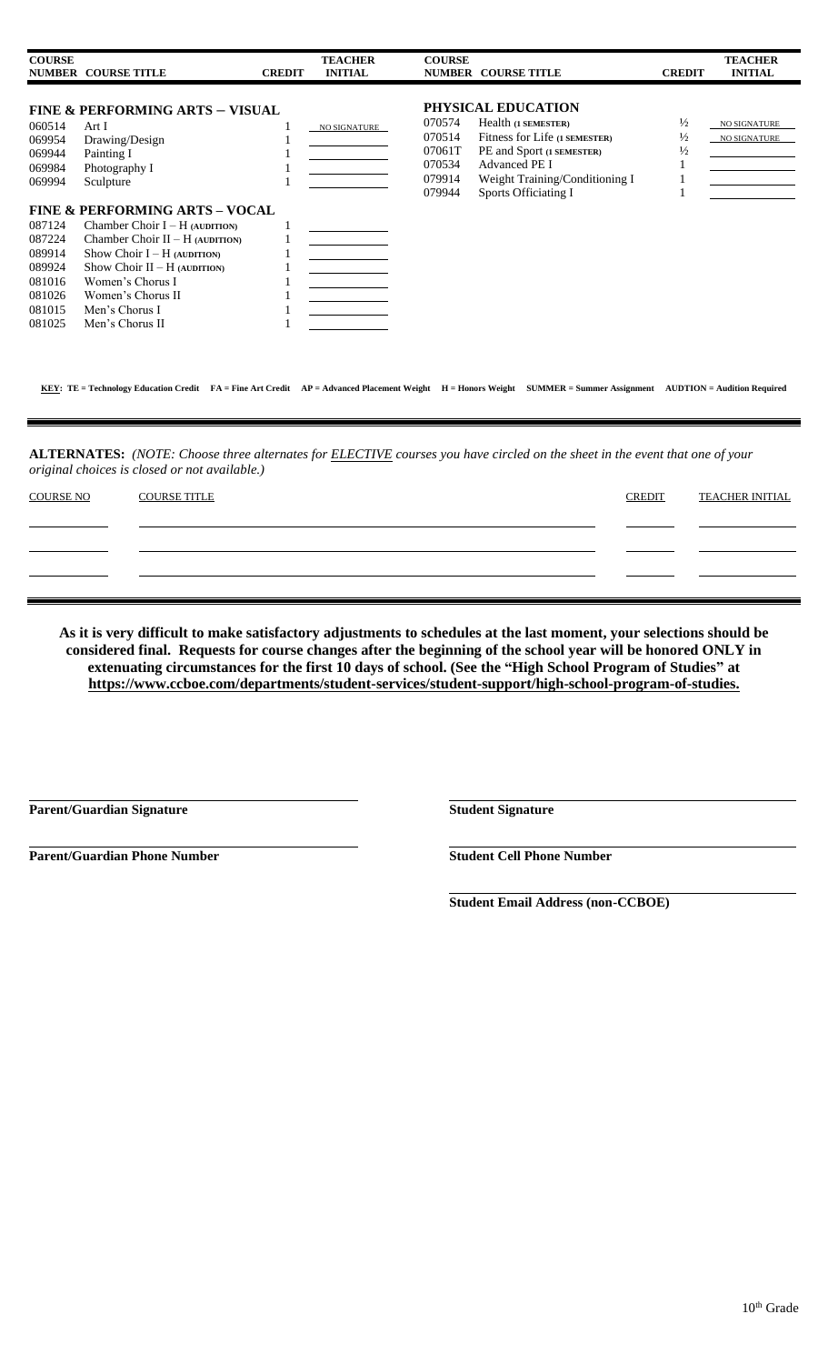| COURSE NUMBER | COURSE TITLE | CREDIT | TEACHER INITIAL |
|---|---|---|---|
| | **FINE & PERFORMING ARTS – VISUAL** | | |
| 060514 | Art I | 1 | NO SIGNATURE |
| 069954 | Drawing/Design | 1 | |
| 069944 | Painting I | 1 | |
| 069984 | Photography I | 1 | |
| 069994 | Sculpture | 1 | |
| | **FINE & PERFORMING ARTS – VOCAL** | | |
| 087124 | Chamber Choir I – H (AUDITION) | 1 | |
| 087224 | Chamber Choir II – H (AUDITION) | 1 | |
| 089914 | Show Choir I – H (AUDITION) | 1 | |
| 089924 | Show Choir II – H (AUDITION) | 1 | |
| 081016 | Women's Chorus I | 1 | |
| 081026 | Women's Chorus II | 1 | |
| 081015 | Men's Chorus I | 1 | |
| 081025 | Men's Chorus II | 1 | |

| COURSE NUMBER | COURSE TITLE | CREDIT | TEACHER INITIAL |
|---|---|---|---|
| | **PHYSICAL EDUCATION** | | |
| 070574 | Health (1 SEMESTER) | ½ | NO SIGNATURE |
| 070514 | Fitness for Life (1 SEMESTER) | ½ | NO SIGNATURE |
| 07061T | PE and Sport (1 SEMESTER) | ½ | |
| 070534 | Advanced PE I | 1 | |
| 079914 | Weight Training/Conditioning I | 1 | |
| 079944 | Sports Officiating I | 1 | |

**KEY: TE = Technology Education Credit FA = Fine Art Credit AP = Advanced Placement Weight H = Honors Weight SUMMER = Summer Assignment AUDTION = Audition Required**

**ALTERNATES:** *(NOTE: Choose three alternates for ELECTIVE courses you have circled on the sheet in the event that one of your original choices is closed or not available.)*

| COURSE NO | COURSE TITLE | CREDIT | TEACHER INITIAL |
|---|---|---|---|
| | | | |
| | | | |
| | | | |

**As it is very difficult to make satisfactory adjustments to schedules at the last moment, your selections should be considered final. Requests for course changes after the beginning of the school year will be honored ONLY in extenuating circumstances for the first 10 days of school. (See the "High School Program of Studies" at https://www.ccboe.com/departments/student-services/student-support/high-school-program-of-studies.**

**Parent/Guardian Signature** ____________________

**Student Signature** ____________________

**Parent/Guardian Phone Number** ____________________

**Student Cell Phone Number** ____________________

**Student Email Address (non-CCBOE)** ____________________

10th Grade